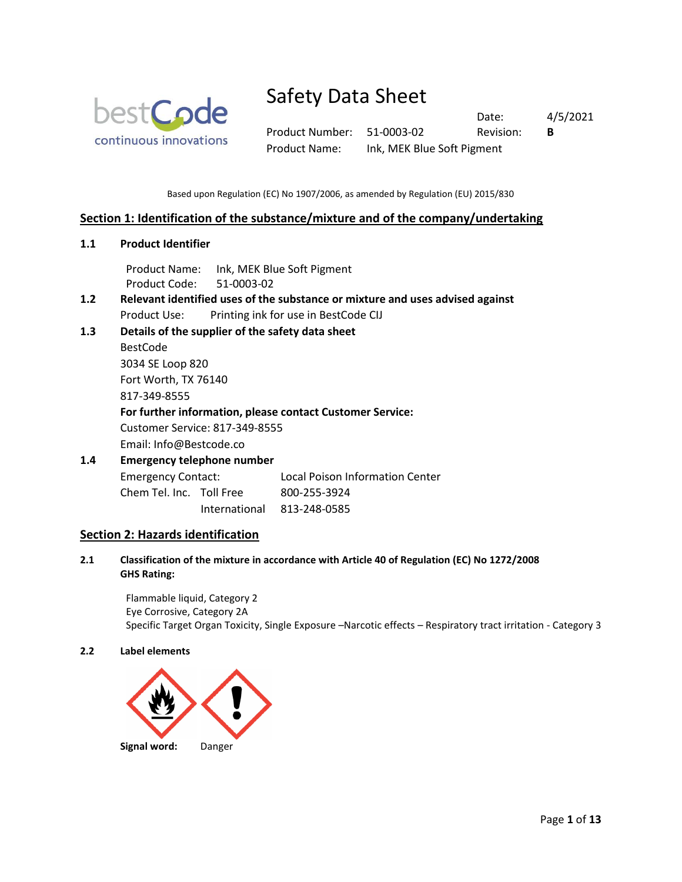# Safety Data Sheet

| | | | |
|---|---|---|---|
| | | Date: | 4/5/2021 |
| Product Number: | 51-0003-02 | Revision: | **B** |
| Product Name: | Ink, MEK Blue Soft Pigment | | |

Based upon Regulation (EC) No 1907/2006, as amended by Regulation (EU) 2015/830

## Section 1: Identification of the substance/mixture and of the company/undertaking

### 1.1 Product Identifier

Product Name: Ink, MEK Blue Soft Pigment
Product Code: 51-0003-02

### 1.2 Relevant identified uses of the substance or mixture and uses advised against

Product Use: Printing ink for use in BestCode CIJ

### 1.3 Details of the supplier of the safety data sheet

BestCode
3034 SE Loop 820
Fort Worth, TX 76140
817-349-8555

**For further information, please contact Customer Service:**
Customer Service: 817-349-8555
Email: Info@Bestcode.co

### 1.4 Emergency telephone number

| | | |
|---|---|---|
| Emergency Contact: | | Local Poison Information Center |
| Chem Tel. Inc. | Toll Free | 800-255-3924 |
| | International | 813-248-0585 |

## Section 2: Hazards identification

### 2.1 Classification of the mixture in accordance with Article 40 of Regulation (EC) No 1272/2008

**GHS Rating:**

Flammable liquid, Category 2
Eye Corrosive, Category 2A
Specific Target Organ Toxicity, Single Exposure –Narcotic effects – Respiratory tract irritation - Category 3

### 2.2 Label elements

**Signal word:** Danger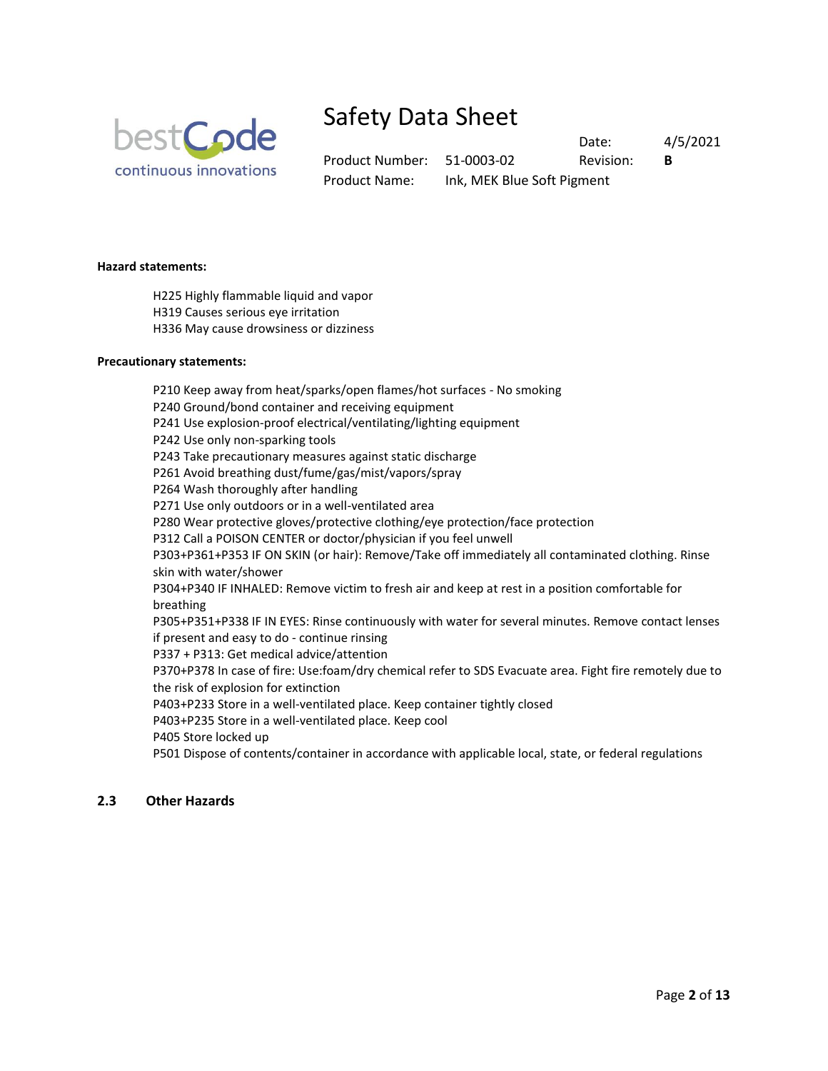**Hazard statements:**

H225 Highly flammable liquid and vapor
H319 Causes serious eye irritation
H336 May cause drowsiness or dizziness

**Precautionary statements:**

P210 Keep away from heat/sparks/open flames/hot surfaces - No smoking
P240 Ground/bond container and receiving equipment
P241 Use explosion-proof electrical/ventilating/lighting equipment
P242 Use only non-sparking tools
P243 Take precautionary measures against static discharge
P261 Avoid breathing dust/fume/gas/mist/vapors/spray
P264 Wash thoroughly after handling
P271 Use only outdoors or in a well-ventilated area
P280 Wear protective gloves/protective clothing/eye protection/face protection
P312 Call a POISON CENTER or doctor/physician if you feel unwell
P303+P361+P353 IF ON SKIN (or hair): Remove/Take off immediately all contaminated clothing. Rinse skin with water/shower
P304+P340 IF INHALED: Remove victim to fresh air and keep at rest in a position comfortable for breathing
P305+P351+P338 IF IN EYES: Rinse continuously with water for several minutes. Remove contact lenses if present and easy to do - continue rinsing
P337 + P313: Get medical advice/attention
P370+P378 In case of fire: Use:foam/dry chemical refer to SDS Evacuate area. Fight fire remotely due to the risk of explosion for extinction
P403+P233 Store in a well-ventilated place. Keep container tightly closed
P403+P235 Store in a well-ventilated place. Keep cool
P405 Store locked up
P501 Dispose of contents/container in accordance with applicable local, state, or federal regulations

## 2.3 Other Hazards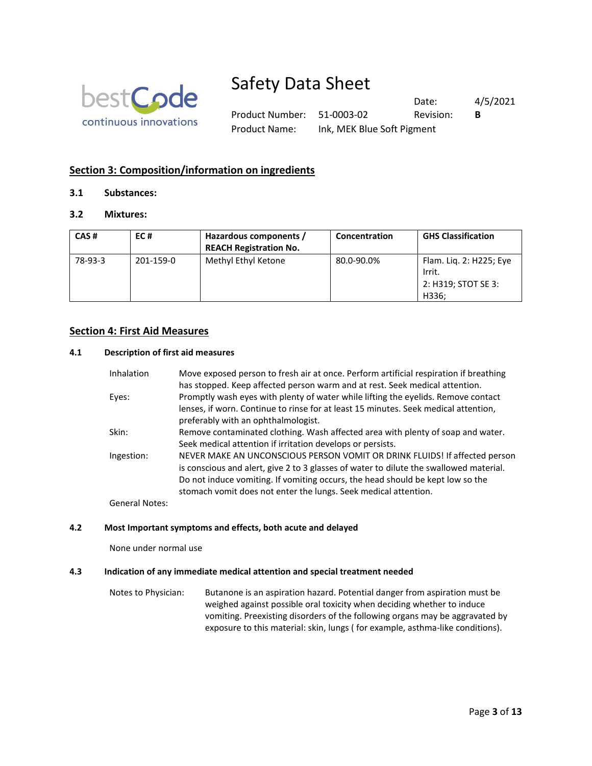## Section 3: Composition/information on ingredients

### 3.1 Substances:

### 3.2 Mixtures:

| CAS # | EC # | Hazardous components / REACH Registration No. | Concentration | GHS Classification |
|---|---|---|---|---|
| 78-93-3 | 201-159-0 | Methyl Ethyl Ketone | 80.0-90.0% | Flam. Liq. 2: H225; Eye Irrit. 2: H319; STOT SE 3: H336; |

## Section 4: First Aid Measures

### 4.1 Description of first aid measures

Inhalation: Move exposed person to fresh air at once. Perform artificial respiration if breathing has stopped. Keep affected person warm and at rest. Seek medical attention.

Eyes: Promptly wash eyes with plenty of water while lifting the eyelids. Remove contact lenses, if worn. Continue to rinse for at least 15 minutes. Seek medical attention, preferably with an ophthalmologist.

Skin: Remove contaminated clothing. Wash affected area with plenty of soap and water. Seek medical attention if irritation develops or persists.

Ingestion: NEVER MAKE AN UNCONSCIOUS PERSON VOMIT OR DRINK FLUIDS! If affected person is conscious and alert, give 2 to 3 glasses of water to dilute the swallowed material. Do not induce vomiting. If vomiting occurs, the head should be kept low so the stomach vomit does not enter the lungs. Seek medical attention.

General Notes:

### 4.2 Most Important symptoms and effects, both acute and delayed

None under normal use

### 4.3 Indication of any immediate medical attention and special treatment needed

Notes to Physician: Butanone is an aspiration hazard. Potential danger from aspiration must be weighed against possible oral toxicity when deciding whether to induce vomiting. Preexisting disorders of the following organs may be aggravated by exposure to this material: skin, lungs ( for example, asthma-like conditions).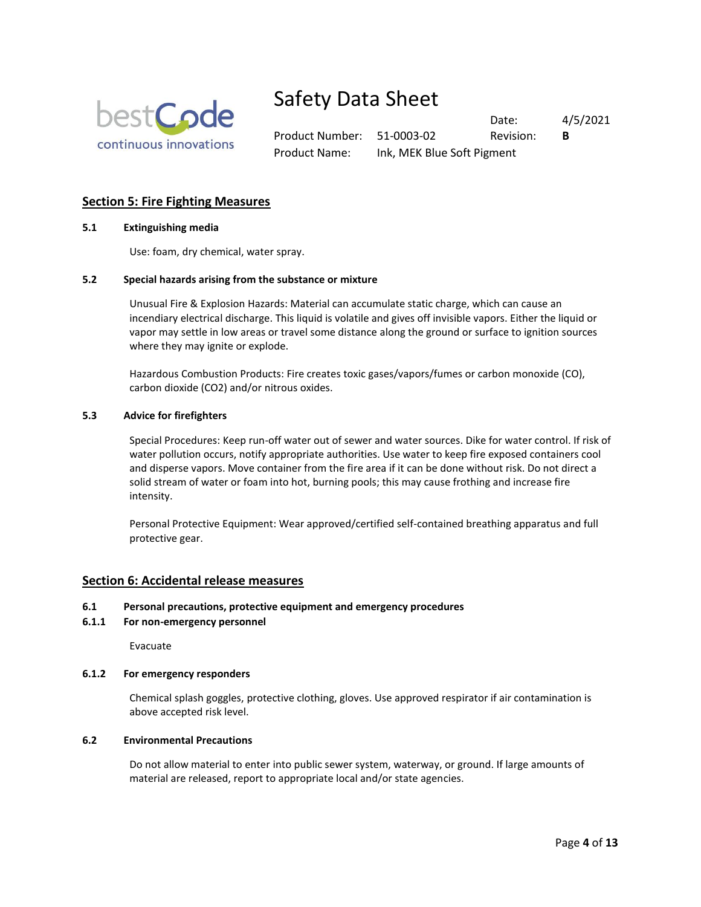## Section 5: Fire Fighting Measures

**5.1 Extinguishing media**

Use: foam, dry chemical, water spray.

**5.2 Special hazards arising from the substance or mixture**

Unusual Fire & Explosion Hazards: Material can accumulate static charge, which can cause an incendiary electrical discharge. This liquid is volatile and gives off invisible vapors. Either the liquid or vapor may settle in low areas or travel some distance along the ground or surface to ignition sources where they may ignite or explode.

Hazardous Combustion Products: Fire creates toxic gases/vapors/fumes or carbon monoxide (CO), carbon dioxide ($CO_2$) and/or nitrous oxides.

**5.3 Advice for firefighters**

Special Procedures: Keep run-off water out of sewer and water sources. Dike for water control. If risk of water pollution occurs, notify appropriate authorities. Use water to keep fire exposed containers cool and disperse vapors. Move container from the fire area if it can be done without risk. Do not direct a solid stream of water or foam into hot, burning pools; this may cause frothing and increase fire intensity.

Personal Protective Equipment: Wear approved/certified self-contained breathing apparatus and full protective gear.

## Section 6: Accidental release measures

**6.1 Personal precautions, protective equipment and emergency procedures**

**6.1.1 For non-emergency personnel**

Evacuate

**6.1.2 For emergency responders**

Chemical splash goggles, protective clothing, gloves. Use approved respirator if air contamination is above accepted risk level.

**6.2 Environmental Precautions**

Do not allow material to enter into public sewer system, waterway, or ground. If large amounts of material are released, report to appropriate local and/or state agencies.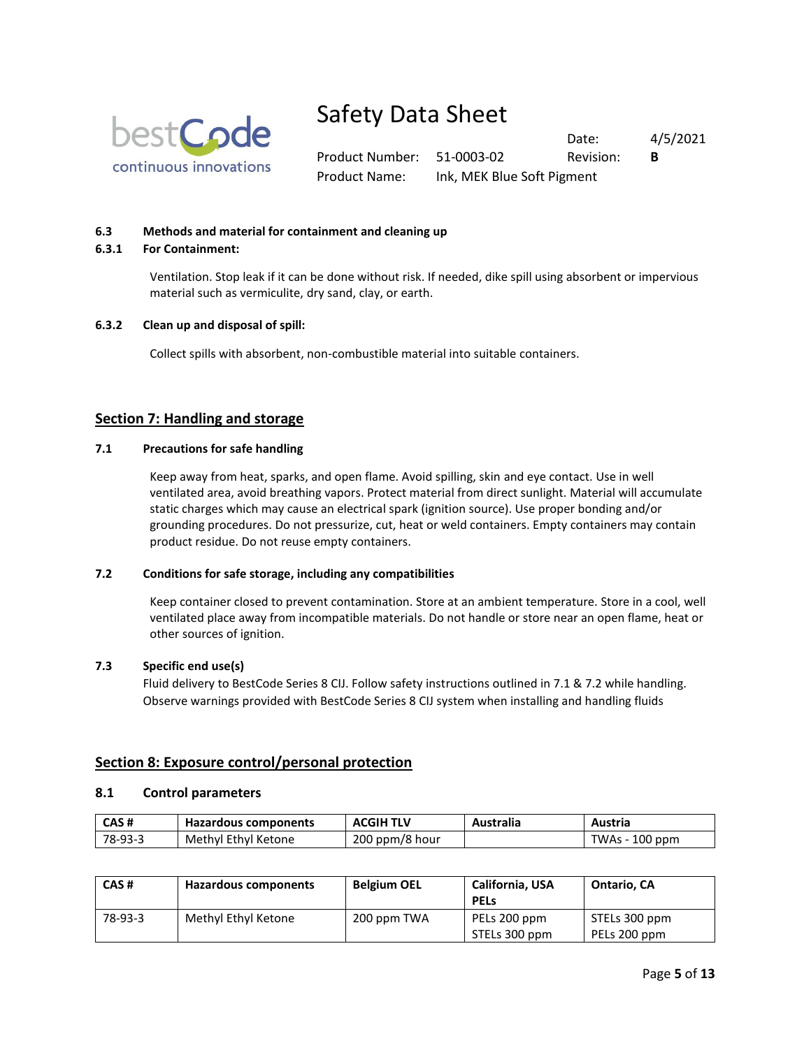### 6.3 Methods and material for containment and cleaning up

#### 6.3.1 For Containment:

Ventilation. Stop leak if it can be done without risk. If needed, dike spill using absorbent or impervious material such as vermiculite, dry sand, clay, or earth.

#### 6.3.2 Clean up and disposal of spill:

Collect spills with absorbent, non-combustible material into suitable containers.

## Section 7: Handling and storage

### 7.1 Precautions for safe handling

Keep away from heat, sparks, and open flame. Avoid spilling, skin and eye contact. Use in well ventilated area, avoid breathing vapors. Protect material from direct sunlight. Material will accumulate static charges which may cause an electrical spark (ignition source). Use proper bonding and/or grounding procedures. Do not pressurize, cut, heat or weld containers. Empty containers may contain product residue. Do not reuse empty containers.

### 7.2 Conditions for safe storage, including any compatibilities

Keep container closed to prevent contamination. Store at an ambient temperature. Store in a cool, well ventilated place away from incompatible materials. Do not handle or store near an open flame, heat or other sources of ignition.

### 7.3 Specific end use(s)

Fluid delivery to BestCode Series 8 CIJ. Follow safety instructions outlined in 7.1 & 7.2 while handling. Observe warnings provided with BestCode Series 8 CIJ system when installing and handling fluids

## Section 8: Exposure control/personal protection

### 8.1 Control parameters

| CAS # | Hazardous components | ACGIH TLV | Australia | Austria |
|---|---|---|---|---|
| 78-93-3 | Methyl Ethyl Ketone | 200 ppm/8 hour | | TWAs - 100 ppm |

| CAS # | Hazardous components | Belgium OEL | California, USA PELs | Ontario, CA |
|---|---|---|---|---|
| 78-93-3 | Methyl Ethyl Ketone | 200 ppm TWA | PELs 200 ppm<br>STELs 300 ppm | STELs 300 ppm<br>PELs 200 ppm |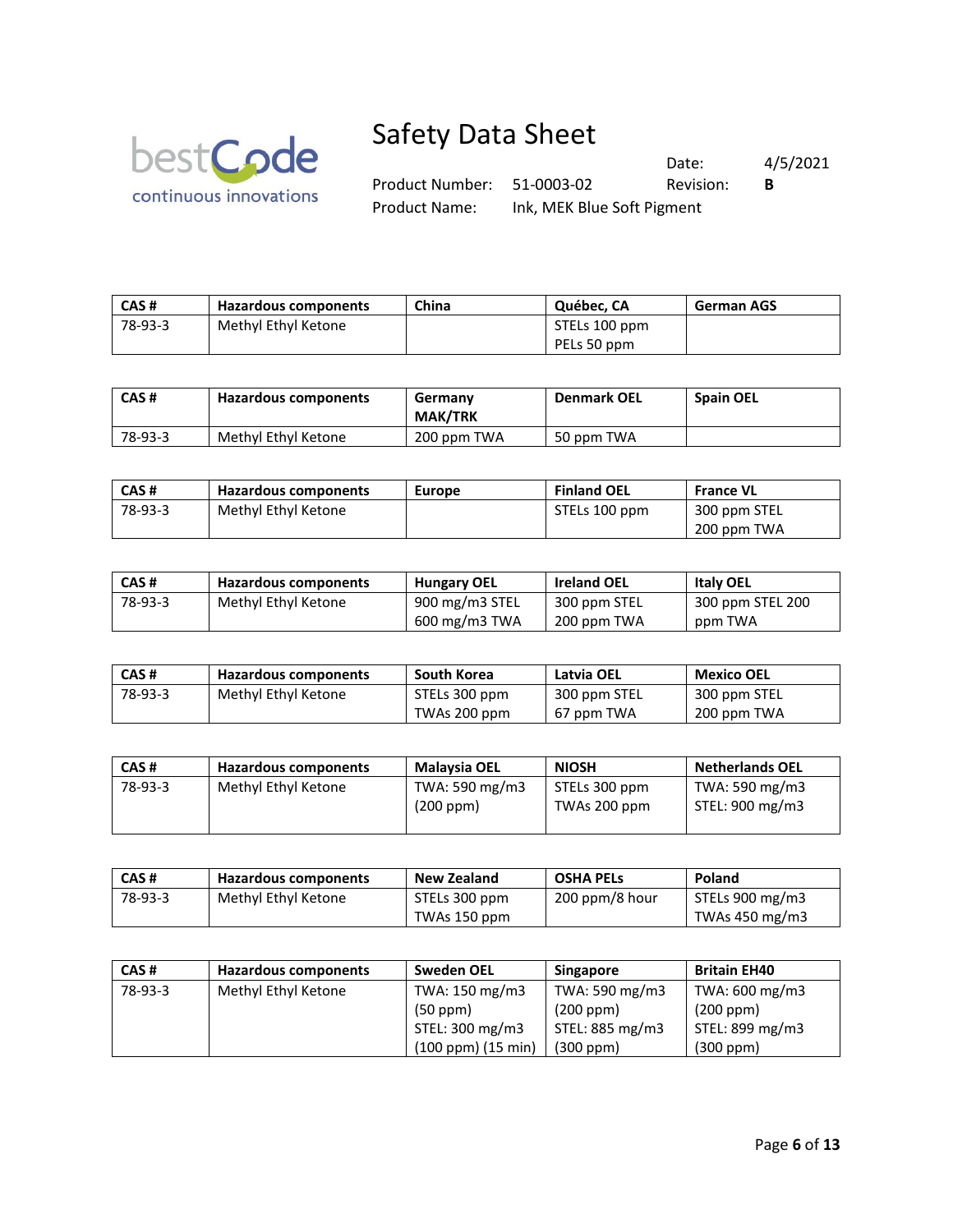| CAS # | Hazardous components | China | Québec, CA | German AGS |
|---|---|---|---|---|
| 78-93-3 | Methyl Ethyl Ketone | | STELs 100 ppm<br>PELs 50 ppm | |

| CAS # | Hazardous components | Germany MAK/TRK | Denmark OEL | Spain OEL |
|---|---|---|---|---|
| 78-93-3 | Methyl Ethyl Ketone | 200 ppm TWA | 50 ppm TWA | |

| CAS # | Hazardous components | Europe | Finland OEL | France VL |
|---|---|---|---|---|
| 78-93-3 | Methyl Ethyl Ketone | | STELs 100 ppm | 300 ppm STEL<br>200 ppm TWA |

| CAS # | Hazardous components | Hungary OEL | Ireland OEL | Italy OEL |
|---|---|---|---|---|
| 78-93-3 | Methyl Ethyl Ketone | 900 mg/m3 STEL<br>600 mg/m3 TWA | 300 ppm STEL<br>200 ppm TWA | 300 ppm STEL 200 ppm TWA |

| CAS # | Hazardous components | South Korea | Latvia OEL | Mexico OEL |
|---|---|---|---|---|
| 78-93-3 | Methyl Ethyl Ketone | STELs 300 ppm<br>TWAs 200 ppm | 300 ppm STEL<br>67 ppm TWA | 300 ppm STEL<br>200 ppm TWA |

| CAS # | Hazardous components | Malaysia OEL | NIOSH | Netherlands OEL |
|---|---|---|---|---|
| 78-93-3 | Methyl Ethyl Ketone | TWA: 590 mg/m3<br>(200 ppm) | STELs 300 ppm<br>TWAs 200 ppm | TWA: 590 mg/m3<br>STEL: 900 mg/m3 |

| CAS # | Hazardous components | New Zealand | OSHA PELs | Poland |
|---|---|---|---|---|
| 78-93-3 | Methyl Ethyl Ketone | STELs 300 ppm<br>TWAs 150 ppm | 200 ppm/8 hour | STELs 900 mg/m3<br>TWAs 450 mg/m3 |

| CAS # | Hazardous components | Sweden OEL | Singapore | Britain EH40 |
|---|---|---|---|---|
| 78-93-3 | Methyl Ethyl Ketone | TWA: 150 mg/m3<br>(50 ppm)<br>STEL: 300 mg/m3<br>(100 ppm) (15 min) | TWA: 590 mg/m3<br>(200 ppm)<br>STEL: 885 mg/m3<br>(300 ppm) | TWA: 600 mg/m3<br>(200 ppm)<br>STEL: 899 mg/m3<br>(300 ppm) |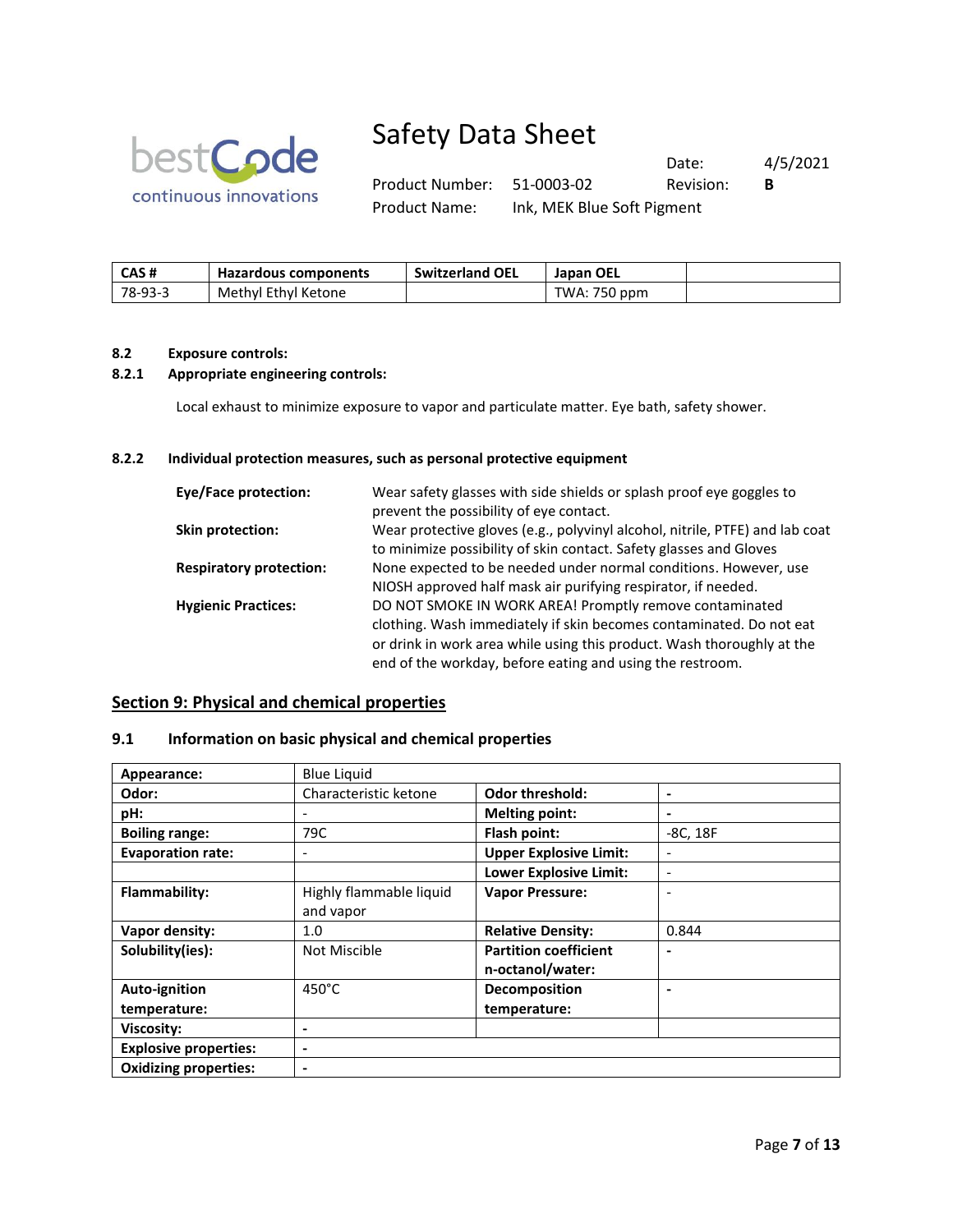| CAS # | Hazardous components | Switzerland OEL | Japan OEL | |
|---|---|---|---|---|
| 78-93-3 | Methyl Ethyl Ketone | | TWA: 750 ppm | |

**8.2 Exposure controls:**

**8.2.1 Appropriate engineering controls:**

Local exhaust to minimize exposure to vapor and particulate matter. Eye bath, safety shower.

**8.2.2 Individual protection measures, such as personal protective equipment**

**Eye/Face protection:** Wear safety glasses with side shields or splash proof eye goggles to prevent the possibility of eye contact.

**Skin protection:** Wear protective gloves (e.g., polyvinyl alcohol, nitrile, PTFE) and lab coat to minimize possibility of skin contact. Safety glasses and Gloves

**Respiratory protection:** None expected to be needed under normal conditions. However, use NIOSH approved half mask air purifying respirator, if needed.

**Hygienic Practices:** DO NOT SMOKE IN WORK AREA! Promptly remove contaminated clothing. Wash immediately if skin becomes contaminated. Do not eat or drink in work area while using this product. Wash thoroughly at the end of the workday, before eating and using the restroom.

## Section 9: Physical and chemical properties

### 9.1 Information on basic physical and chemical properties

| | | | |
|---|---|---|---|
| **Appearance:** | Blue Liquid | | |
| **Odor:** | Characteristic ketone | **Odor threshold:** | - |
| **pH:** | - | **Melting point:** | - |
| **Boiling range:** | 79C | **Flash point:** | -8C, 18F |
| **Evaporation rate:** | - | **Upper Explosive Limit:** | - |
| | | **Lower Explosive Limit:** | - |
| **Flammability:** | Highly flammable liquid and vapor | **Vapor Pressure:** | - |
| **Vapor density:** | 1.0 | **Relative Density:** | 0.844 |
| **Solubility(ies):** | Not Miscible | **Partition coefficient n-octanol/water:** | - |
| **Auto-ignition temperature:** | 450°C | **Decomposition temperature:** | - |
| **Viscosity:** | - | | |
| **Explosive properties:** | - | | |
| **Oxidizing properties:** | - | | |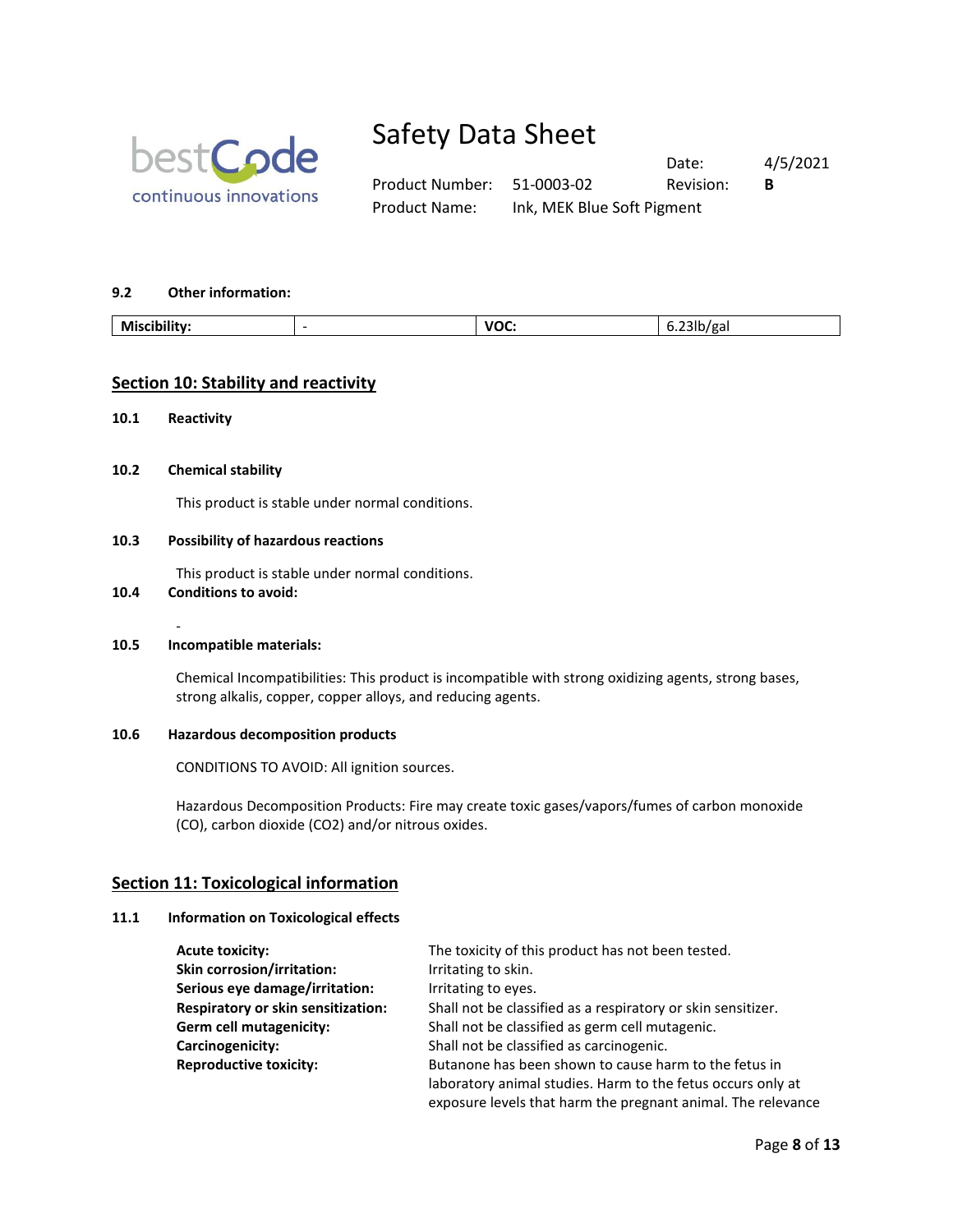### 9.2 Other information:

| Miscibility: | - | VOC: | 6.23lb/gal |
|---|---|---|---|

## Section 10: Stability and reactivity

### 10.1 Reactivity

### 10.2 Chemical stability

This product is stable under normal conditions.

### 10.3 Possibility of hazardous reactions

This product is stable under normal conditions.

### 10.4 Conditions to avoid:

-

### 10.5 Incompatible materials:

Chemical Incompatibilities: This product is incompatible with strong oxidizing agents, strong bases, strong alkalis, copper, copper alloys, and reducing agents.

### 10.6 Hazardous decomposition products

CONDITIONS TO AVOID: All ignition sources.

Hazardous Decomposition Products: Fire may create toxic gases/vapors/fumes of carbon monoxide (CO), carbon dioxide ($CO_2$) and/or nitrous oxides.

## Section 11: Toxicological information

### 11.1 Information on Toxicological effects

**Acute toxicity:** The toxicity of this product has not been tested.
**Skin corrosion/irritation:** Irritating to skin.
**Serious eye damage/irritation:** Irritating to eyes.
**Respiratory or skin sensitization:** Shall not be classified as a respiratory or skin sensitizer.
**Germ cell mutagenicity:** Shall not be classified as germ cell mutagenic.
**Carcinogenicity:** Shall not be classified as carcinogenic.
**Reproductive toxicity:** Butanone has been shown to cause harm to the fetus in laboratory animal studies. Harm to the fetus occurs only at exposure levels that harm the pregnant animal. The relevance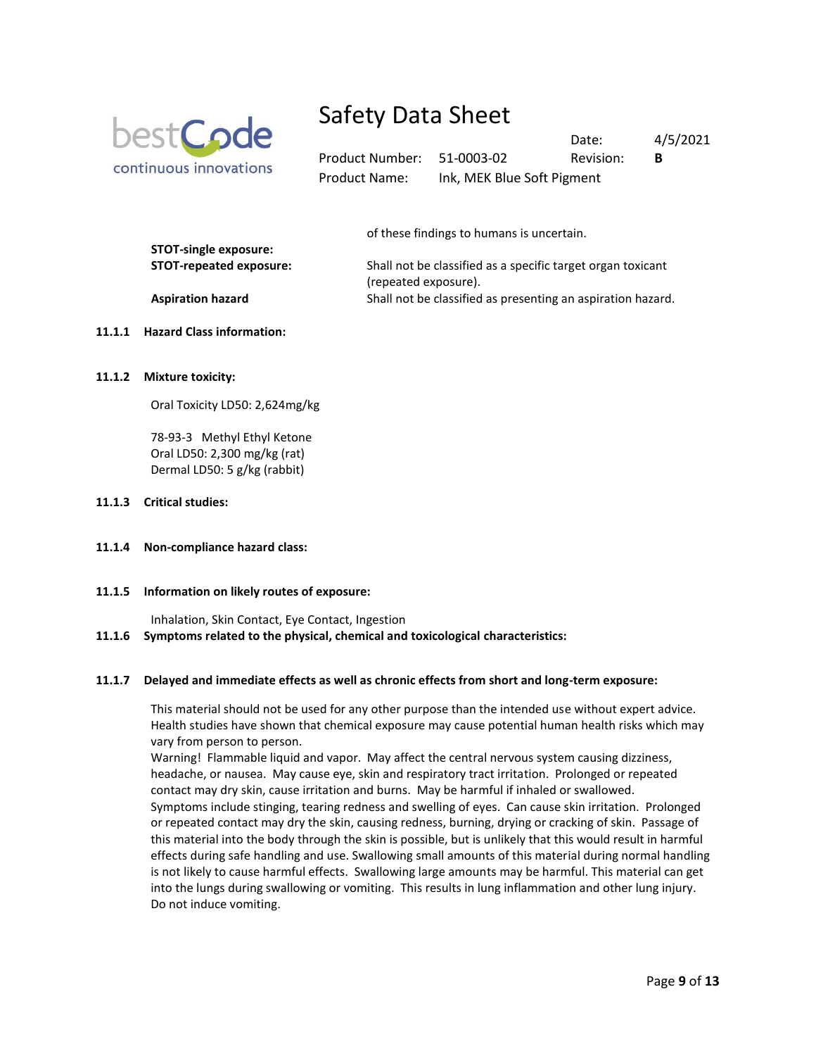of these findings to humans is uncertain.

| | |
|---|---|
| **STOT-single exposure:** | |
| **STOT-repeated exposure:** | Shall not be classified as a specific target organ toxicant (repeated exposure). |
| **Aspiration hazard** | Shall not be classified as presenting an aspiration hazard. |

### 11.1.1 Hazard Class information:

### 11.1.2 Mixture toxicity:

Oral Toxicity LD50: 2,624mg/kg

78-93-3 Methyl Ethyl Ketone
Oral LD50: 2,300 mg/kg (rat)
Dermal LD50: 5 g/kg (rabbit)

### 11.1.3 Critical studies:

### 11.1.4 Non-compliance hazard class:

### 11.1.5 Information on likely routes of exposure:

Inhalation, Skin Contact, Eye Contact, Ingestion

### 11.1.6 Symptoms related to the physical, chemical and toxicological characteristics:

### 11.1.7 Delayed and immediate effects as well as chronic effects from short and long-term exposure:

This material should not be used for any other purpose than the intended use without expert advice. Health studies have shown that chemical exposure may cause potential human health risks which may vary from person to person.
Warning! Flammable liquid and vapor. May affect the central nervous system causing dizziness, headache, or nausea. May cause eye, skin and respiratory tract irritation. Prolonged or repeated contact may dry skin, cause irritation and burns. May be harmful if inhaled or swallowed.
Symptoms include stinging, tearing redness and swelling of eyes. Can cause skin irritation. Prolonged or repeated contact may dry the skin, causing redness, burning, drying or cracking of skin. Passage of this material into the body through the skin is possible, but is unlikely that this would result in harmful effects during safe handling and use. Swallowing small amounts of this material during normal handling is not likely to cause harmful effects. Swallowing large amounts may be harmful. This material can get into the lungs during swallowing or vomiting. This results in lung inflammation and other lung injury. Do not induce vomiting.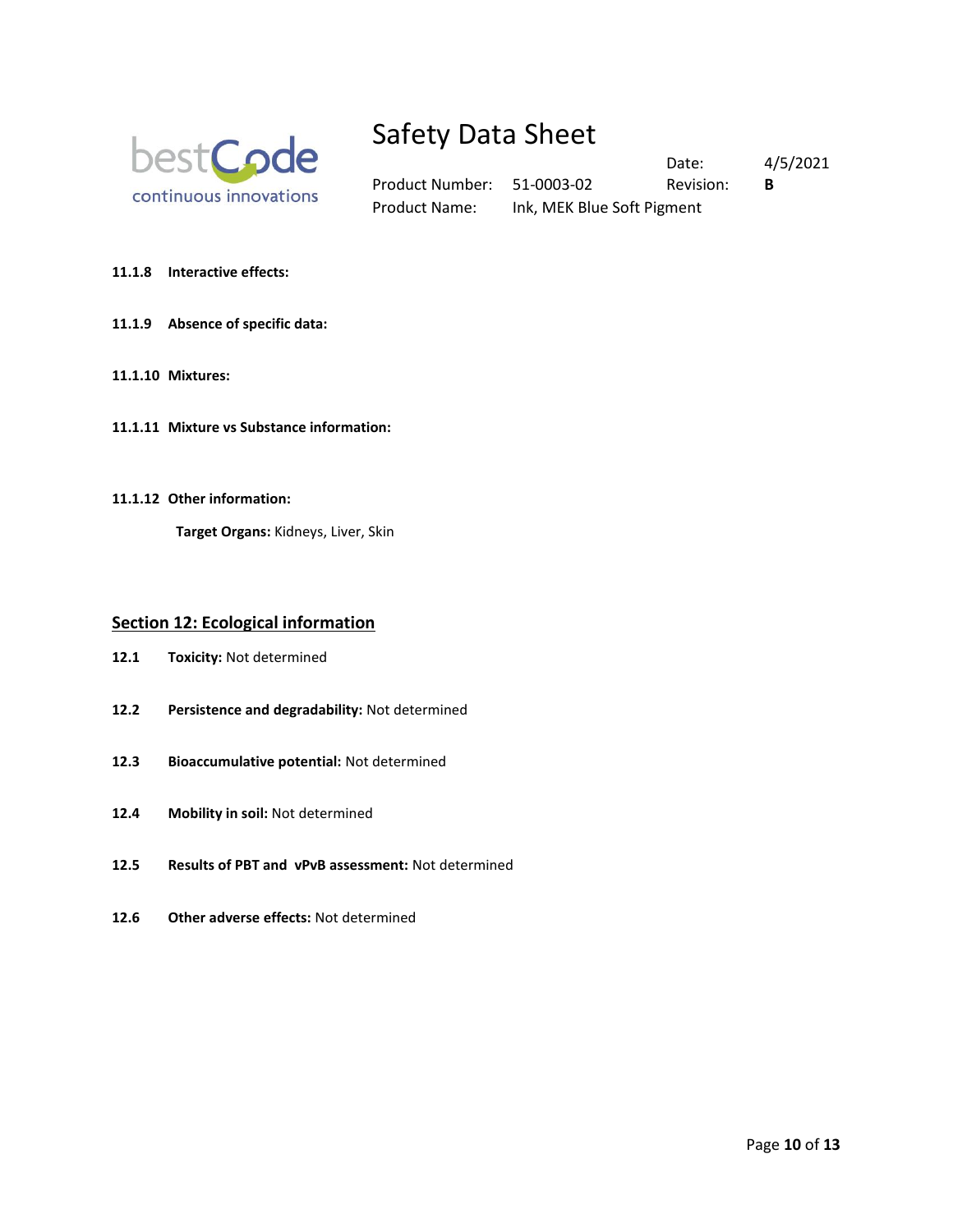**11.1.8 Interactive effects:**

**11.1.9 Absence of specific data:**

**11.1.10 Mixtures:**

**11.1.11 Mixture vs Substance information:**

**11.1.12 Other information:**

**Target Organs:** Kidneys, Liver, Skin

## Section 12: Ecological information

**12.1 Toxicity:** Not determined

**12.2 Persistence and degradability:** Not determined

**12.3 Bioaccumulative potential:** Not determined

**12.4 Mobility in soil:** Not determined

**12.5 Results of PBT and vPvB assessment:** Not determined

**12.6 Other adverse effects:** Not determined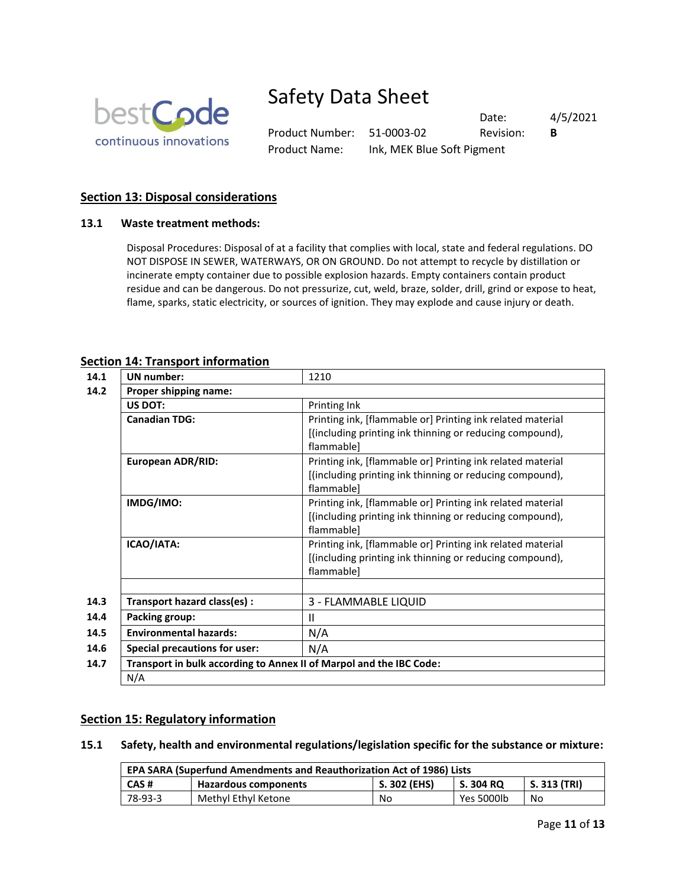## Section 13: Disposal considerations

### 13.1 Waste treatment methods:

Disposal Procedures: Disposal of at a facility that complies with local, state and federal regulations. DO NOT DISPOSE IN SEWER, WATERWAYS, OR ON GROUND. Do not attempt to recycle by distillation or incinerate empty container due to possible explosion hazards. Empty containers contain product residue and can be dangerous. Do not pressurize, cut, weld, braze, solder, drill, grind or expose to heat, flame, sparks, static electricity, or sources of ignition. They may explode and cause injury or death.

## Section 14: Transport information

| | | |
|---|---|---|
| 14.1 | **UN number:** | 1210 |
| 14.2 | **Proper shipping name:** | |
| | **US DOT:** | Printing Ink |
| | **Canadian TDG:** | Printing ink, [flammable or] Printing ink related material [(including printing ink thinning or reducing compound), flammable] |
| | **European ADR/RID:** | Printing ink, [flammable or] Printing ink related material [(including printing ink thinning or reducing compound), flammable] |
| | **IMDG/IMO:** | Printing ink, [flammable or] Printing ink related material [(including printing ink thinning or reducing compound), flammable] |
| | **ICAO/IATA:** | Printing ink, [flammable or] Printing ink related material [(including printing ink thinning or reducing compound), flammable] |
| | | |
| 14.3 | **Transport hazard class(es) :** | 3 - FLAMMABLE LIQUID |
| 14.4 | **Packing group:** | II |
| 14.5 | **Environmental hazards:** | N/A |
| 14.6 | **Special precautions for user:** | N/A |
| 14.7 | **Transport in bulk according to Annex II of Marpol and the IBC Code:** | |
| | N/A | |

## Section 15: Regulatory information

### 15.1 Safety, health and environmental regulations/legislation specific for the substance or mixture:

| **EPA SARA (Superfund Amendments and Reauthorization Act of 1986) Lists** | | | | |
|---|---|---|---|---|
| **CAS #** | **Hazardous components** | **S. 302 (EHS)** | **S. 304 RQ** | **S. 313 (TRI)** |
| 78-93-3 | Methyl Ethyl Ketone | No | Yes 5000lb | No |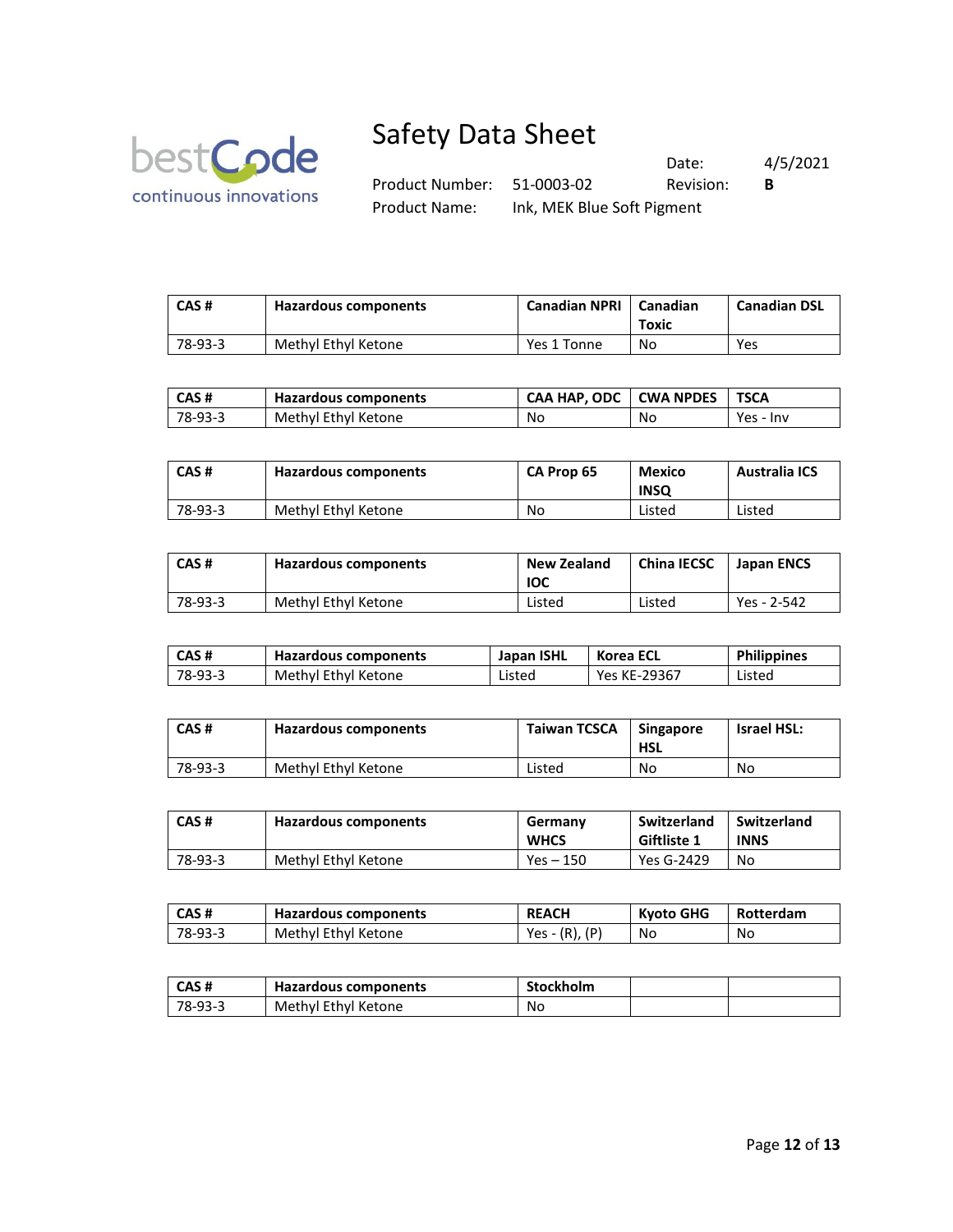| CAS # | Hazardous components | Canadian NPRI | Canadian Toxic | Canadian DSL |
|---|---|---|---|---|
| 78-93-3 | Methyl Ethyl Ketone | Yes 1 Tonne | No | Yes |

| CAS # | Hazardous components | CAA HAP, ODC | CWA NPDES | TSCA |
|---|---|---|---|---|
| 78-93-3 | Methyl Ethyl Ketone | No | No | Yes - Inv |

| CAS # | Hazardous components | CA Prop 65 | Mexico INSQ | Australia ICS |
|---|---|---|---|---|
| 78-93-3 | Methyl Ethyl Ketone | No | Listed | Listed |

| CAS # | Hazardous components | New Zealand IOC | China IECSC | Japan ENCS |
|---|---|---|---|---|
| 78-93-3 | Methyl Ethyl Ketone | Listed | Listed | Yes - 2-542 |

| CAS # | Hazardous components | Japan ISHL | Korea ECL | Philippines |
|---|---|---|---|---|
| 78-93-3 | Methyl Ethyl Ketone | Listed | Yes KE-29367 | Listed |

| CAS # | Hazardous components | Taiwan TCSCA | Singapore HSL | Israel HSL: |
|---|---|---|---|---|
| 78-93-3 | Methyl Ethyl Ketone | Listed | No | No |

| CAS # | Hazardous components | Germany WHCS | Switzerland Giftliste 1 | Switzerland INNS |
|---|---|---|---|---|
| 78-93-3 | Methyl Ethyl Ketone | Yes – 150 | Yes G-2429 | No |

| CAS # | Hazardous components | REACH | Kyoto GHG | Rotterdam |
|---|---|---|---|---|
| 78-93-3 | Methyl Ethyl Ketone | Yes - (R), (P) | No | No |

| CAS # | Hazardous components | Stockholm | | |
|---|---|---|---|---|
| 78-93-3 | Methyl Ethyl Ketone | No | | |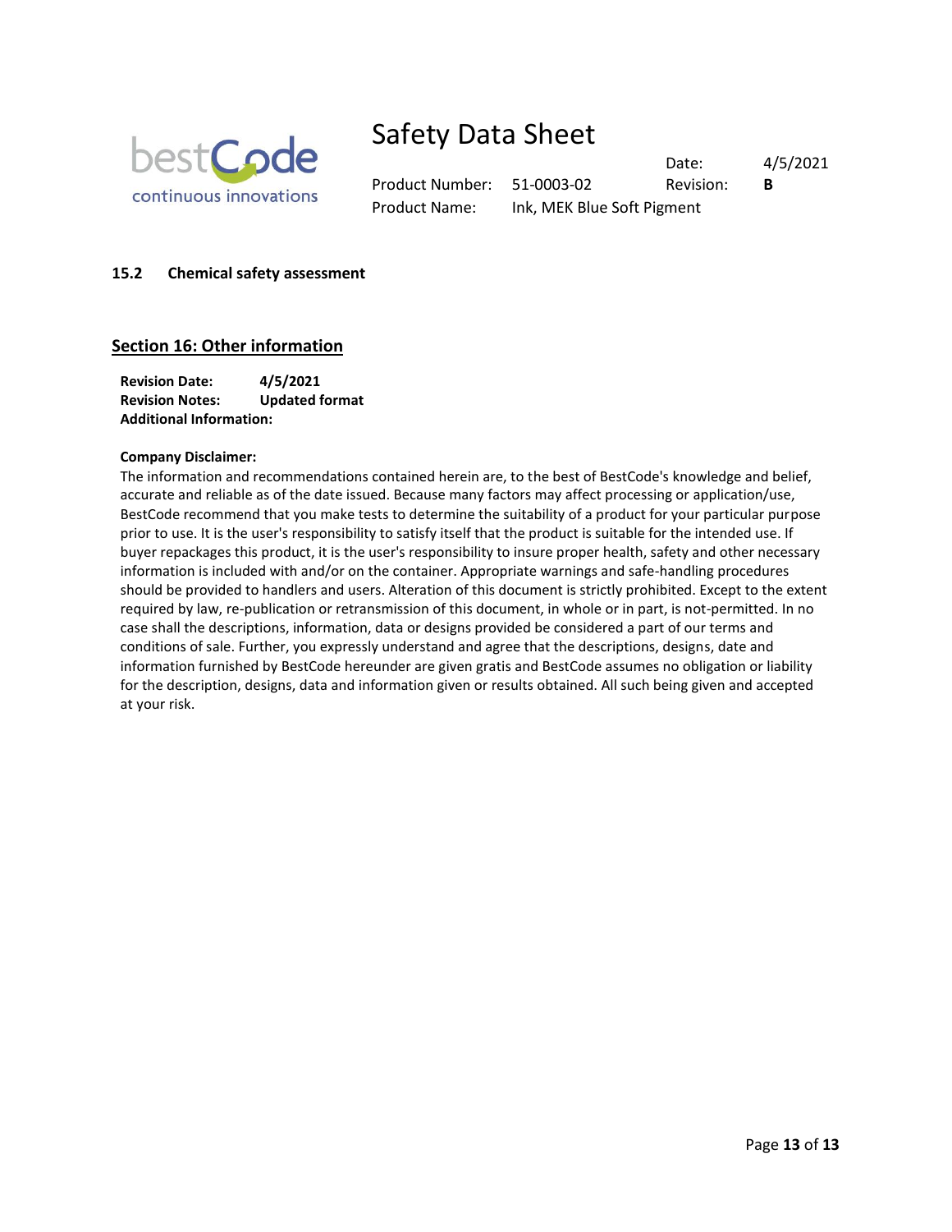### 15.2 Chemical safety assessment

## Section 16: Other information

**Revision Date:** **4/5/2021**
**Revision Notes:** **Updated format**
**Additional Information:**

**Company Disclaimer:**
The information and recommendations contained herein are, to the best of BestCode's knowledge and belief, accurate and reliable as of the date issued. Because many factors may affect processing or application/use, BestCode recommend that you make tests to determine the suitability of a product for your particular purpose prior to use. It is the user's responsibility to satisfy itself that the product is suitable for the intended use. If buyer repackages this product, it is the user's responsibility to insure proper health, safety and other necessary information is included with and/or on the container. Appropriate warnings and safe-handling procedures should be provided to handlers and users. Alteration of this document is strictly prohibited. Except to the extent required by law, re-publication or retransmission of this document, in whole or in part, is not-permitted. In no case shall the descriptions, information, data or designs provided be considered a part of our terms and conditions of sale. Further, you expressly understand and agree that the descriptions, designs, date and information furnished by BestCode hereunder are given gratis and BestCode assumes no obligation or liability for the description, designs, data and information given or results obtained. All such being given and accepted at your risk.